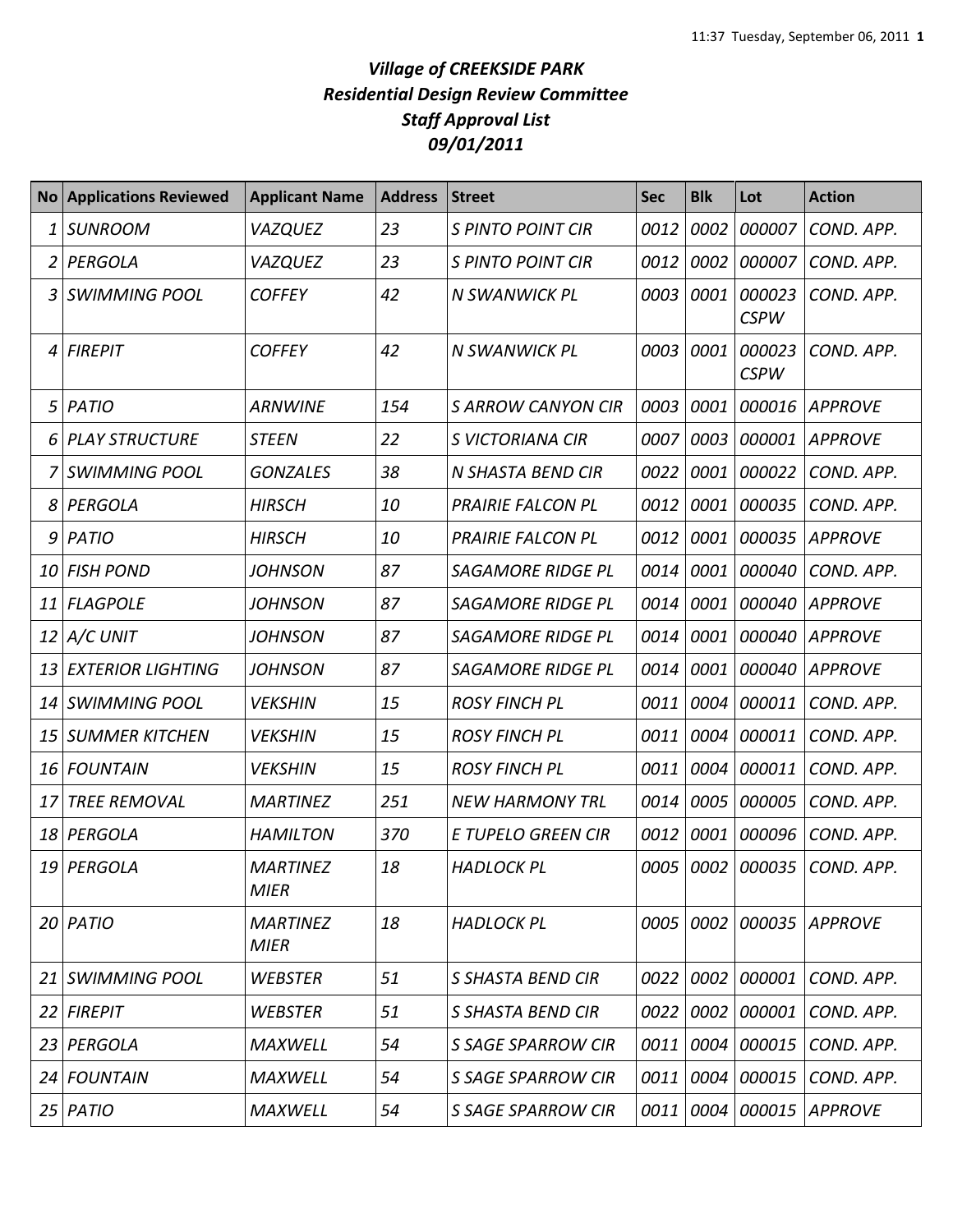# *Village of CREEKSIDE PARK*
## *Residential Design Review Committee*
## *Staff Approval List*
## *09/01/2011*

| No | Applications Reviewed | Applicant Name | Address | Street | Sec | Blk | Lot | Action |
|---|---|---|---|---|---|---|---|---|
| *1* | *SUNROOM* | *VAZQUEZ* | *23* | *S PINTO POINT CIR* | *0012* | *0002* | *000007* | *COND. APP.* |
| *2* | *PERGOLA* | *VAZQUEZ* | *23* | *S PINTO POINT CIR* | *0012* | *0002* | *000007* | *COND. APP.* |
| *3* | *SWIMMING POOL* | *COFFEY* | *42* | *N SWANWICK PL* | *0003* | *0001* | *000023 CSPW* | *COND. APP.* |
| *4* | *FIREPIT* | *COFFEY* | *42* | *N SWANWICK PL* | *0003* | *0001* | *000023 CSPW* | *COND. APP.* |
| *5* | *PATIO* | *ARNWINE* | *154* | *S ARROW CANYON CIR* | *0003* | *0001* | *000016* | *APPROVE* |
| *6* | *PLAY STRUCTURE* | *STEEN* | *22* | *S VICTORIANA CIR* | *0007* | *0003* | *000001* | *APPROVE* |
| *7* | *SWIMMING POOL* | *GONZALES* | *38* | *N SHASTA BEND CIR* | *0022* | *0001* | *000022* | *COND. APP.* |
| *8* | *PERGOLA* | *HIRSCH* | *10* | *PRAIRIE FALCON PL* | *0012* | *0001* | *000035* | *COND. APP.* |
| *9* | *PATIO* | *HIRSCH* | *10* | *PRAIRIE FALCON PL* | *0012* | *0001* | *000035* | *APPROVE* |
| *10* | *FISH POND* | *JOHNSON* | *87* | *SAGAMORE RIDGE PL* | *0014* | *0001* | *000040* | *COND. APP.* |
| *11* | *FLAGPOLE* | *JOHNSON* | *87* | *SAGAMORE RIDGE PL* | *0014* | *0001* | *000040* | *APPROVE* |
| *12* | *A/C UNIT* | *JOHNSON* | *87* | *SAGAMORE RIDGE PL* | *0014* | *0001* | *000040* | *APPROVE* |
| *13* | *EXTERIOR LIGHTING* | *JOHNSON* | *87* | *SAGAMORE RIDGE PL* | *0014* | *0001* | *000040* | *APPROVE* |
| *14* | *SWIMMING POOL* | *VEKSHIN* | *15* | *ROSY FINCH PL* | *0011* | *0004* | *000011* | *COND. APP.* |
| *15* | *SUMMER KITCHEN* | *VEKSHIN* | *15* | *ROSY FINCH PL* | *0011* | *0004* | *000011* | *COND. APP.* |
| *16* | *FOUNTAIN* | *VEKSHIN* | *15* | *ROSY FINCH PL* | *0011* | *0004* | *000011* | *COND. APP.* |
| *17* | *TREE REMOVAL* | *MARTINEZ* | *251* | *NEW HARMONY TRL* | *0014* | *0005* | *000005* | *COND. APP.* |
| *18* | *PERGOLA* | *HAMILTON* | *370* | *E TUPELO GREEN CIR* | *0012* | *0001* | *000096* | *COND. APP.* |
| *19* | *PERGOLA* | *MARTINEZ MIER* | *18* | *HADLOCK PL* | *0005* | *0002* | *000035* | *COND. APP.* |
| *20* | *PATIO* | *MARTINEZ MIER* | *18* | *HADLOCK PL* | *0005* | *0002* | *000035* | *APPROVE* |
| *21* | *SWIMMING POOL* | *WEBSTER* | *51* | *S SHASTA BEND CIR* | *0022* | *0002* | *000001* | *COND. APP.* |
| *22* | *FIREPIT* | *WEBSTER* | *51* | *S SHASTA BEND CIR* | *0022* | *0002* | *000001* | *COND. APP.* |
| *23* | *PERGOLA* | *MAXWELL* | *54* | *S SAGE SPARROW CIR* | *0011* | *0004* | *000015* | *COND. APP.* |
| *24* | *FOUNTAIN* | *MAXWELL* | *54* | *S SAGE SPARROW CIR* | *0011* | *0004* | *000015* | *COND. APP.* |
| *25* | *PATIO* | *MAXWELL* | *54* | *S SAGE SPARROW CIR* | *0011* | *0004* | *000015* | *APPROVE* |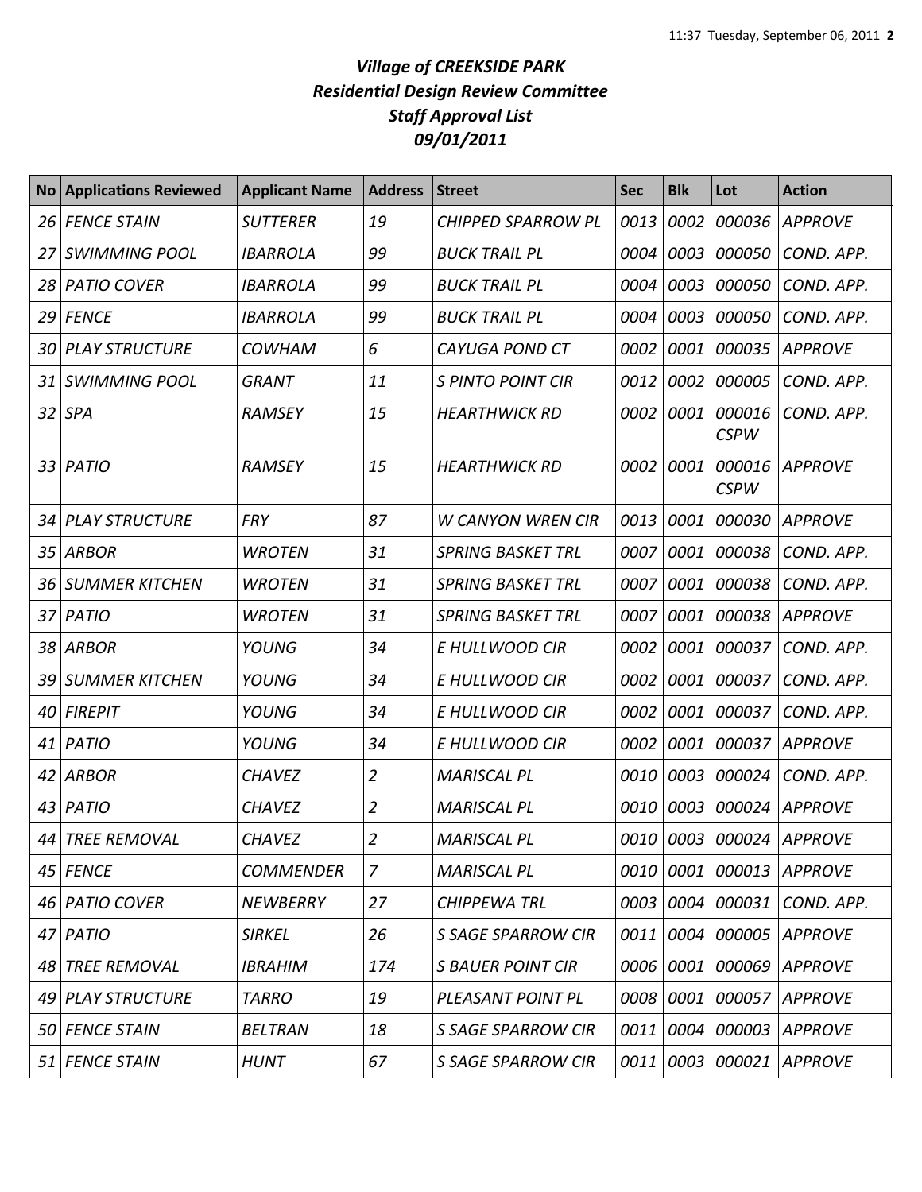# *Village of CREEKSIDE PARK*
## *Residential Design Review Committee*
## *Staff Approval List*
## *09/01/2011*

| No | Applications Reviewed | Applicant Name | Address | Street | Sec | Blk | Lot | Action |
|---|---|---|---|---|---|---|---|---|
| *26* | *FENCE STAIN* | *SUTTERER* | *19* | *CHIPPED SPARROW PL* | *0013* | *0002* | *000036* | *APPROVE* |
| *27* | *SWIMMING POOL* | *IBARROLA* | *99* | *BUCK TRAIL PL* | *0004* | *0003* | *000050* | *COND. APP.* |
| *28* | *PATIO COVER* | *IBARROLA* | *99* | *BUCK TRAIL PL* | *0004* | *0003* | *000050* | *COND. APP.* |
| *29* | *FENCE* | *IBARROLA* | *99* | *BUCK TRAIL PL* | *0004* | *0003* | *000050* | *COND. APP.* |
| *30* | *PLAY STRUCTURE* | *COWHAM* | *6* | *CAYUGA POND CT* | *0002* | *0001* | *000035* | *APPROVE* |
| *31* | *SWIMMING POOL* | *GRANT* | *11* | *S PINTO POINT CIR* | *0012* | *0002* | *000005* | *COND. APP.* |
| *32* | *SPA* | *RAMSEY* | *15* | *HEARTHWICK RD* | *0002* | *0001* | *000016 CSPW* | *COND. APP.* |
| *33* | *PATIO* | *RAMSEY* | *15* | *HEARTHWICK RD* | *0002* | *0001* | *000016 CSPW* | *APPROVE* |
| *34* | *PLAY STRUCTURE* | *FRY* | *87* | *W CANYON WREN CIR* | *0013* | *0001* | *000030* | *APPROVE* |
| *35* | *ARBOR* | *WROTEN* | *31* | *SPRING BASKET TRL* | *0007* | *0001* | *000038* | *COND. APP.* |
| *36* | *SUMMER KITCHEN* | *WROTEN* | *31* | *SPRING BASKET TRL* | *0007* | *0001* | *000038* | *COND. APP.* |
| *37* | *PATIO* | *WROTEN* | *31* | *SPRING BASKET TRL* | *0007* | *0001* | *000038* | *APPROVE* |
| *38* | *ARBOR* | *YOUNG* | *34* | *E HULLWOOD CIR* | *0002* | *0001* | *000037* | *COND. APP.* |
| *39* | *SUMMER KITCHEN* | *YOUNG* | *34* | *E HULLWOOD CIR* | *0002* | *0001* | *000037* | *COND. APP.* |
| *40* | *FIREPIT* | *YOUNG* | *34* | *E HULLWOOD CIR* | *0002* | *0001* | *000037* | *COND. APP.* |
| *41* | *PATIO* | *YOUNG* | *34* | *E HULLWOOD CIR* | *0002* | *0001* | *000037* | *APPROVE* |
| *42* | *ARBOR* | *CHAVEZ* | *2* | *MARISCAL PL* | *0010* | *0003* | *000024* | *COND. APP.* |
| *43* | *PATIO* | *CHAVEZ* | *2* | *MARISCAL PL* | *0010* | *0003* | *000024* | *APPROVE* |
| *44* | *TREE REMOVAL* | *CHAVEZ* | *2* | *MARISCAL PL* | *0010* | *0003* | *000024* | *APPROVE* |
| *45* | *FENCE* | *COMMENDER* | *7* | *MARISCAL PL* | *0010* | *0001* | *000013* | *APPROVE* |
| *46* | *PATIO COVER* | *NEWBERRY* | *27* | *CHIPPEWA TRL* | *0003* | *0004* | *000031* | *COND. APP.* |
| *47* | *PATIO* | *SIRKEL* | *26* | *S SAGE SPARROW CIR* | *0011* | *0004* | *000005* | *APPROVE* |
| *48* | *TREE REMOVAL* | *IBRAHIM* | *174* | *S BAUER POINT CIR* | *0006* | *0001* | *000069* | *APPROVE* |
| *49* | *PLAY STRUCTURE* | *TARRO* | *19* | *PLEASANT POINT PL* | *0008* | *0001* | *000057* | *APPROVE* |
| *50* | *FENCE STAIN* | *BELTRAN* | *18* | *S SAGE SPARROW CIR* | *0011* | *0004* | *000003* | *APPROVE* |
| *51* | *FENCE STAIN* | *HUNT* | *67* | *S SAGE SPARROW CIR* | *0011* | *0003* | *000021* | *APPROVE* |